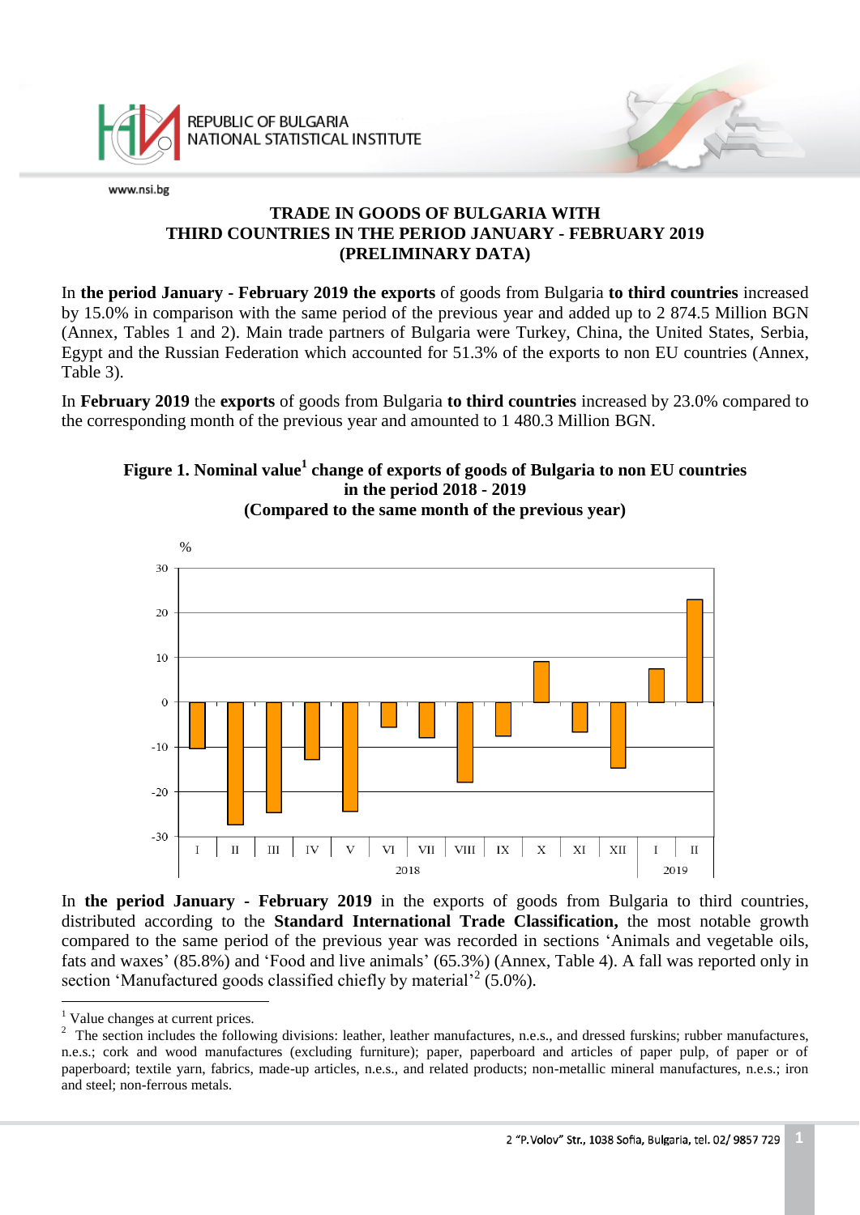REPUBLIC OF BULGARIA
NATIONAL STATISTICAL INSTITUTE

www.nsi.bg

# TRADE IN GOODS OF BULGARIA WITH THIRD COUNTRIES IN THE PERIOD JANUARY - FEBRUARY 2019 (PRELIMINARY DATA)

In **the period January - February 2019 the exports** of goods from Bulgaria **to third countries** increased by 15.0% in comparison with the same period of the previous year and added up to 2 874.5 Million BGN (Annex, Tables 1 and 2). Main trade partners of Bulgaria were Turkey, China, the United States, Serbia, Egypt and the Russian Federation which accounted for 51.3% of the exports to non EU countries (Annex, Table 3).

In **February 2019** the **exports** of goods from Bulgaria **to third countries** increased by 23.0% compared to the corresponding month of the previous year and amounted to 1 480.3 Million BGN.

**Figure 1. Nominal value[1] change of exports of goods of Bulgaria to non EU countries in the period 2018 - 2019 (Compared to the same month of the previous year)**

In **the period January - February 2019** in the exports of goods from Bulgaria to third countries, distributed according to the **Standard International Trade Classification,** the most notable growth compared to the same period of the previous year was recorded in sections 'Animals and vegetable oils, fats and waxes' (85.8%) and 'Food and live animals' (65.3%) (Annex, Table 4). A fall was reported only in section 'Manufactured goods classified chiefly by material'[2] (5.0%).

---

[1] Value changes at current prices.

[2] The section includes the following divisions: leather, leather manufactures, n.e.s., and dressed furskins; rubber manufactures, n.e.s.; cork and wood manufactures (excluding furniture); paper, paperboard and articles of paper pulp, of paper or of paperboard; textile yarn, fabrics, made-up articles, n.e.s., and related products; non-metallic mineral manufactures, n.e.s.; iron and steel; non-ferrous metals.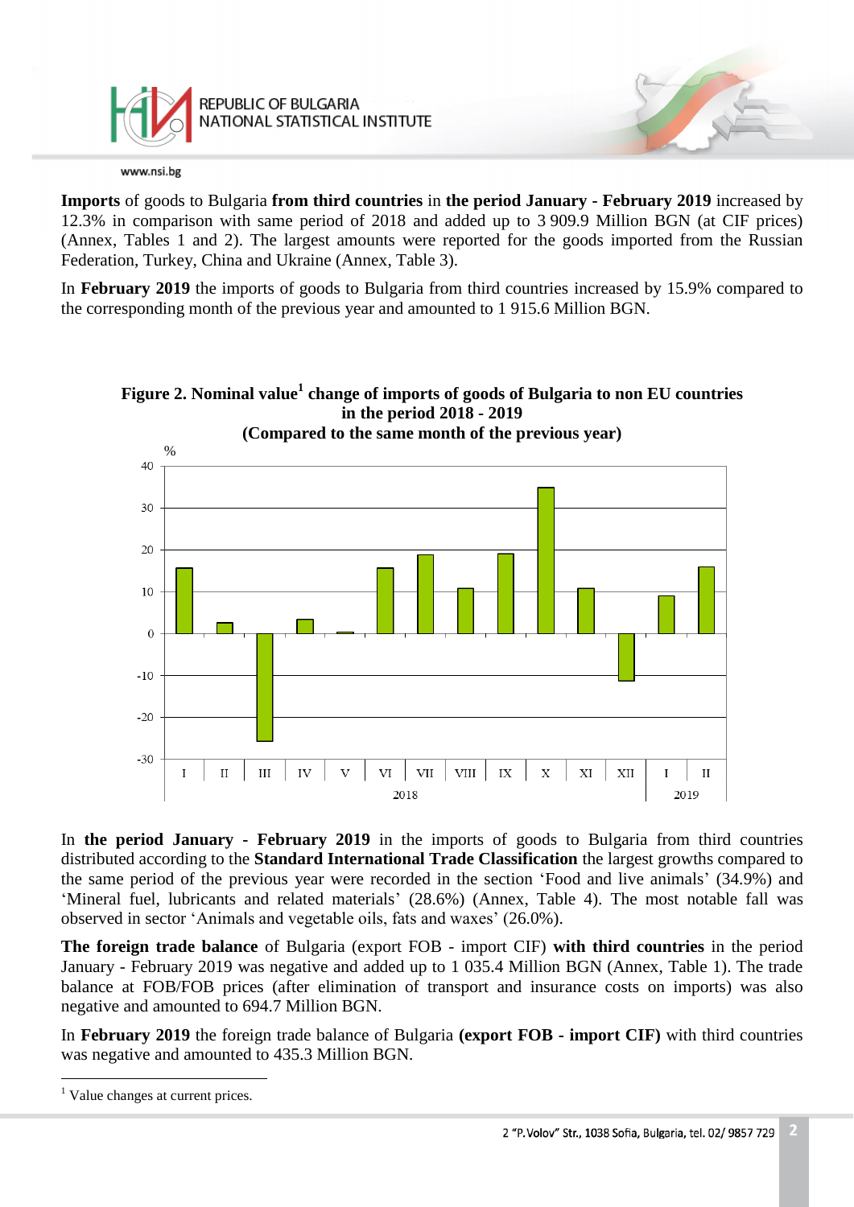**Imports** of goods to Bulgaria **from third countries** in **the period January - February 2019** increased by 12.3% in comparison with same period of 2018 and added up to 3 909.9 Million BGN (at CIF prices) (Annex, Tables 1 and 2). The largest amounts were reported for the goods imported from the Russian Federation, Turkey, China and Ukraine (Annex, Table 3).

In **February 2019** the imports of goods to Bulgaria from third countries increased by 15.9% compared to the corresponding month of the previous year and amounted to 1 915.6 Million BGN.

**Figure 2. Nominal value[1] change of imports of goods of Bulgaria to non EU countries in the period 2018 - 2019 (Compared to the same month of the previous year)**

In **the period January - February 2019** in the imports of goods to Bulgaria from third countries distributed according to the **Standard International Trade Classification** the largest growths compared to the same period of the previous year were recorded in the section 'Food and live animals' (34.9%) and 'Mineral fuel, lubricants and related materials' (28.6%) (Annex, Table 4). The most notable fall was observed in sector 'Animals and vegetable oils, fats and waxes' (26.0%).

**The foreign trade balance** of Bulgaria (export FOB - import CIF) **with third countries** in the period January - February 2019 was negative and added up to 1 035.4 Million BGN (Annex, Table 1). The trade balance at FOB/FOB prices (after elimination of transport and insurance costs on imports) was also negative and amounted to 694.7 Million BGN.

In **February 2019** the foreign trade balance of Bulgaria **(export FOB - import CIF)** with third countries was negative and amounted to 435.3 Million BGN.

[1] Value changes at current prices.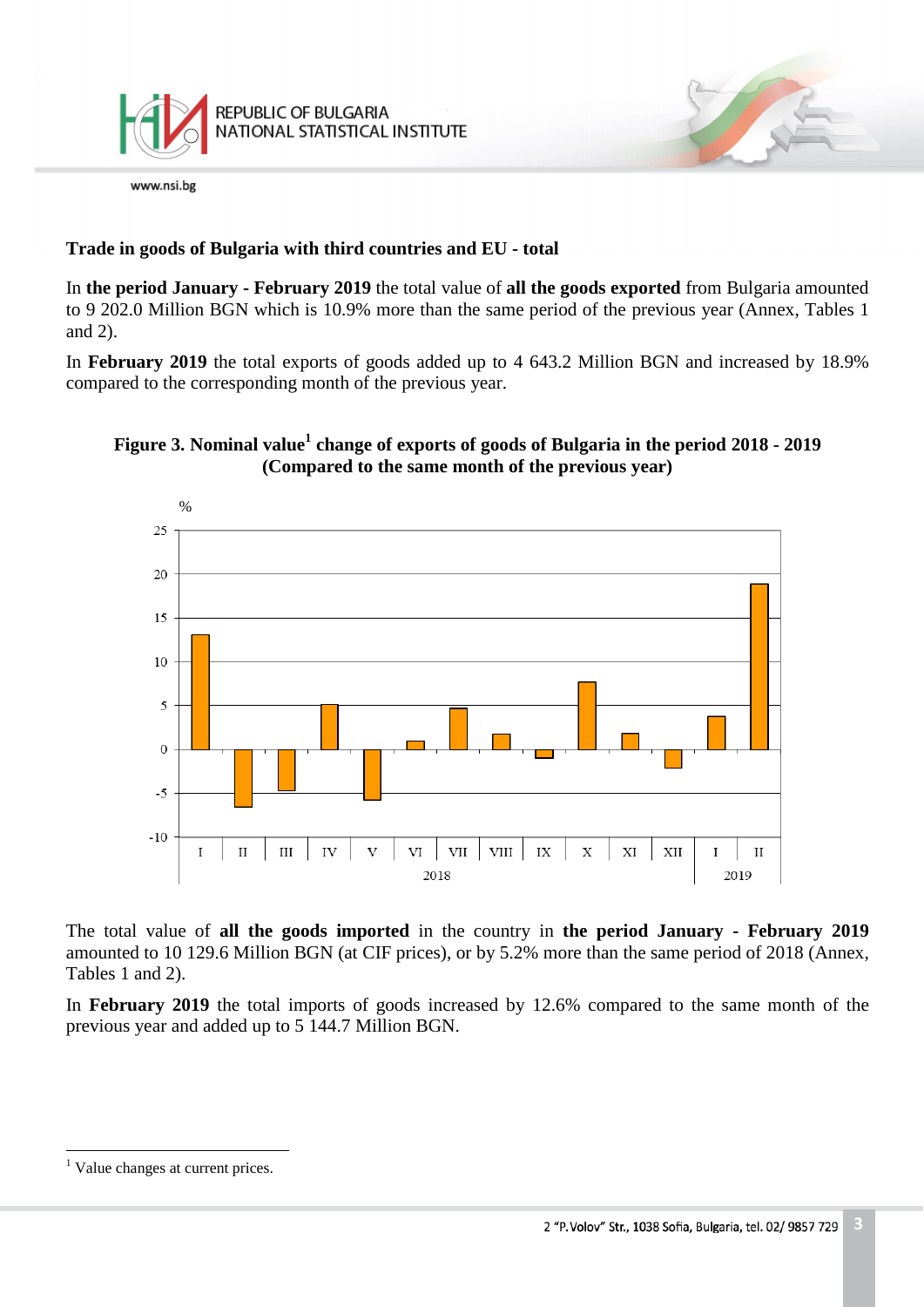### Trade in goods of Bulgaria with third countries and EU - total

In **the period January - February 2019** the total value of **all the goods exported** from Bulgaria amounted to 9 202.0 Million BGN which is 10.9% more than the same period of the previous year (Annex, Tables 1 and 2).

In **February 2019** the total exports of goods added up to 4 643.2 Million BGN and increased by 18.9% compared to the corresponding month of the previous year.

**Figure 3. Nominal value[1] change of exports of goods of Bulgaria in the period 2018 - 2019 (Compared to the same month of the previous year)**

The total value of **all the goods imported** in the country in **the period January - February 2019** amounted to 10 129.6 Million BGN (at CIF prices), or by 5.2% more than the same period of 2018 (Annex, Tables 1 and 2).

In **February 2019** the total imports of goods increased by 12.6% compared to the same month of the previous year and added up to 5 144.7 Million BGN.

[1] Value changes at current prices.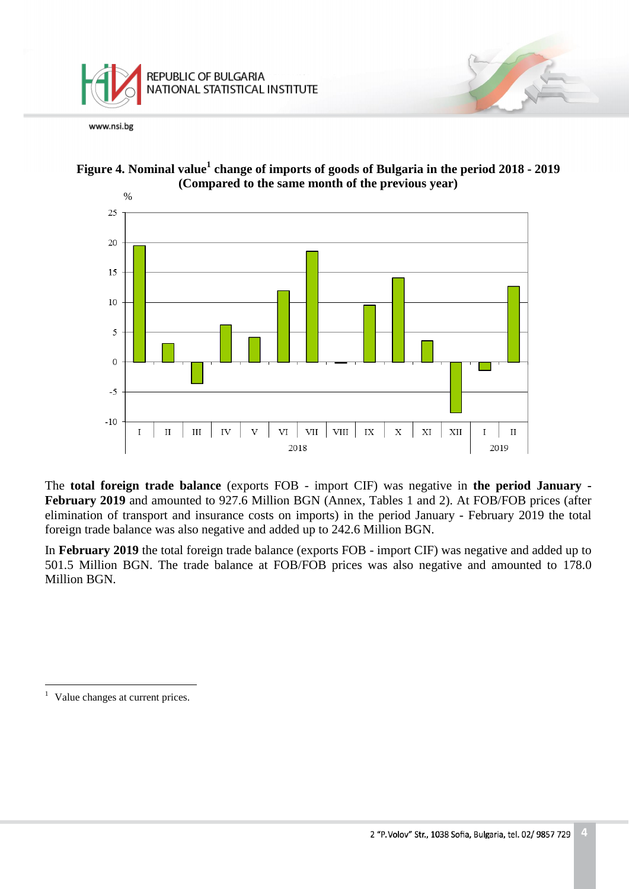**Figure 4. Nominal value[1] change of imports of goods of Bulgaria in the period 2018 - 2019 (Compared to the same month of the previous year)**

The **total foreign trade balance** (exports FOB - import CIF) was negative in **the period January - February 2019** and amounted to 927.6 Million BGN (Annex, Tables 1 and 2). At FOB/FOB prices (after elimination of transport and insurance costs on imports) in the period January - February 2019 the total foreign trade balance was also negative and added up to 242.6 Million BGN.

In **February 2019** the total foreign trade balance (exports FOB - import CIF) was negative and added up to 501.5 Million BGN. The trade balance at FOB/FOB prices was also negative and amounted to 178.0 Million BGN.

---

[1] Value changes at current prices.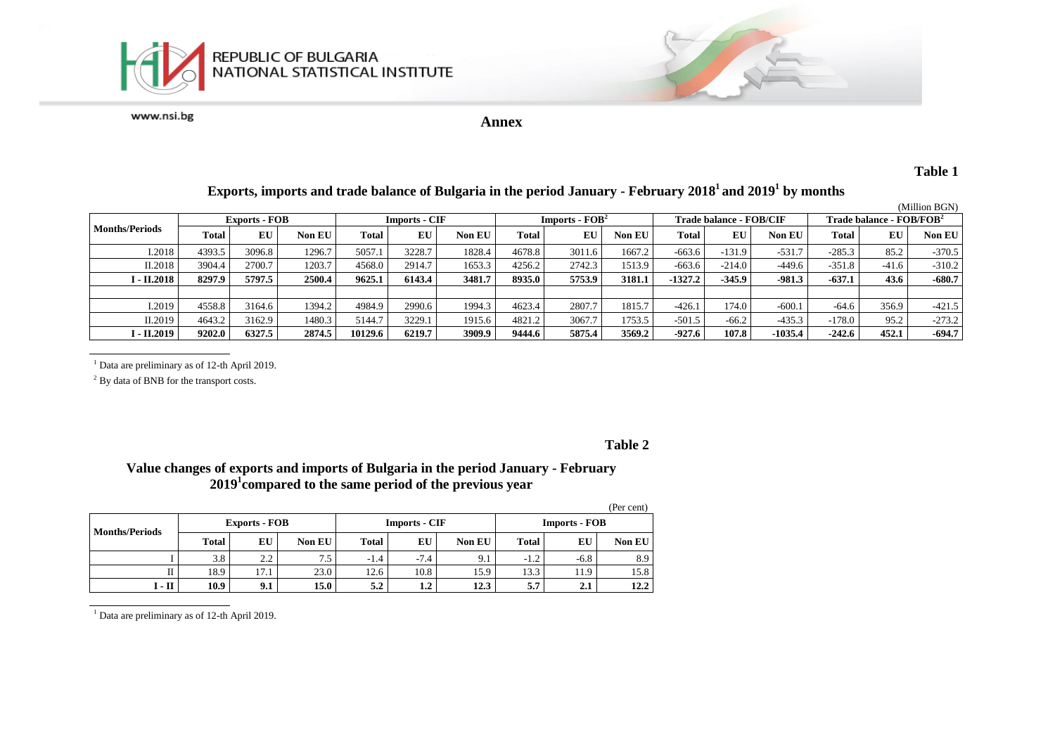REPUBLIC OF BULGARIA
NATIONAL STATISTICAL INSTITUTE

www.nsi.bg

## Annex

**Table 1**

### Exports, imports and trade balance of Bulgaria in the period January - February 2018[1] and 2019[1] by months

(Million BGN)

| Months/Periods | Exports - FOB | | | Imports - CIF | | | Imports - FOB[2] | | | Trade balance - FOB/CIF | | | Trade balance - FOB/FOB[2] | | |
|---|---|---|---|---|---|---|---|---|---|---|---|---|---|---|---|
| | Total | EU | Non EU | Total | EU | Non EU | Total | EU | Non EU | Total | EU | Non EU | Total | EU | Non EU |
| I.2018 | 4393.5 | 3096.8 | 1296.7 | 5057.1 | 3228.7 | 1828.4 | 4678.8 | 3011.6 | 1667.2 | -663.6 | -131.9 | -531.7 | -285.3 | 85.2 | -370.5 |
| II.2018 | 3904.4 | 2700.7 | 1203.7 | 4568.0 | 2914.7 | 1653.3 | 4256.2 | 2742.3 | 1513.9 | -663.6 | -214.0 | -449.6 | -351.8 | -41.6 | -310.2 |
| **I - II.2018** | **8297.9** | **5797.5** | **2500.4** | **9625.1** | **6143.4** | **3481.7** | **8935.0** | **5753.9** | **3181.1** | **-1327.2** | **-345.9** | **-981.3** | **-637.1** | **43.6** | **-680.7** |
| | | | | | | | | | | | | | | | |
| I.2019 | 4558.8 | 3164.6 | 1394.2 | 4984.9 | 2990.6 | 1994.3 | 4623.4 | 2807.7 | 1815.7 | -426.1 | 174.0 | -600.1 | -64.6 | 356.9 | -421.5 |
| II.2019 | 4643.2 | 3162.9 | 1480.3 | 5144.7 | 3229.1 | 1915.6 | 4821.2 | 3067.7 | 1753.5 | -501.5 | -66.2 | -435.3 | -178.0 | 95.2 | -273.2 |
| **I - II.2019** | **9202.0** | **6327.5** | **2874.5** | **10129.6** | **6219.7** | **3909.9** | **9444.6** | **5875.4** | **3569.2** | **-927.6** | **107.8** | **-1035.4** | **-242.6** | **452.1** | **-694.7** |

[1] Data are preliminary as of 12-th April 2019.

[2] By data of BNB for the transport costs.

**Table 2**

### Value changes of exports and imports of Bulgaria in the period January - February 2019[1] compared to the same period of the previous year

(Per cent)

| Months/Periods | Exports - FOB | | | Imports - CIF | | | Imports - FOB | | |
|---|---|---|---|---|---|---|---|---|---|
| | Total | EU | Non EU | Total | EU | Non EU | Total | EU | Non EU |
| I | 3.8 | 2.2 | 7.5 | -1.4 | -7.4 | 9.1 | -1.2 | -6.8 | 8.9 |
| II | 18.9 | 17.1 | 23.0 | 12.6 | 10.8 | 15.9 | 13.3 | 11.9 | 15.8 |
| **I - II** | **10.9** | **9.1** | **15.0** | **5.2** | **1.2** | **12.3** | **5.7** | **2.1** | **12.2** |

[1] Data are preliminary as of 12-th April 2019.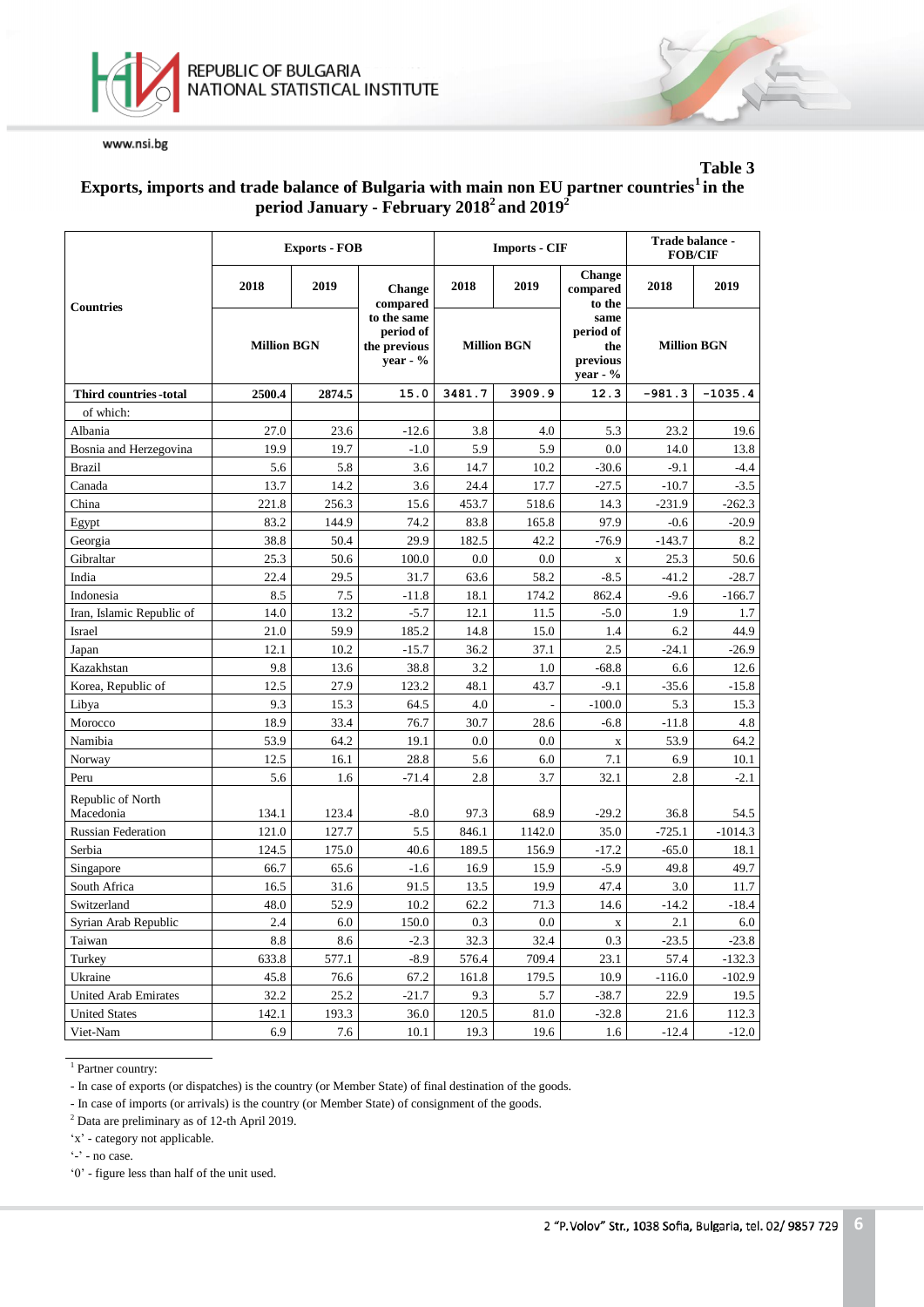**Table 3**

## Exports, imports and trade balance of Bulgaria with main non EU partner countries[1] in the period January - February 2018[2] and 2019[2]

| Countries | Exports - FOB | | | Imports - CIF | | | Trade balance - FOB/CIF | |
|---|---|---|---|---|---|---|---|---|
| | 2018 | 2019 | Change compared to the same period of the previous year - % | 2018 | 2019 | Change compared to the same period of the previous year - % | 2018 | 2019 |
| | Million BGN | | | Million BGN | | | Million BGN | |
| **Third countries -total** | **2500.4** | **2874.5** | **15.0** | **3481.7** | **3909.9** | **12.3** | **-981.3** | **-1035.4** |
| of which: | | | | | | | | |
| Albania | 27.0 | 23.6 | -12.6 | 3.8 | 4.0 | 5.3 | 23.2 | 19.6 |
| Bosnia and Herzegovina | 19.9 | 19.7 | -1.0 | 5.9 | 5.9 | 0.0 | 14.0 | 13.8 |
| Brazil | 5.6 | 5.8 | 3.6 | 14.7 | 10.2 | -30.6 | -9.1 | -4.4 |
| Canada | 13.7 | 14.2 | 3.6 | 24.4 | 17.7 | -27.5 | -10.7 | -3.5 |
| China | 221.8 | 256.3 | 15.6 | 453.7 | 518.6 | 14.3 | -231.9 | -262.3 |
| Egypt | 83.2 | 144.9 | 74.2 | 83.8 | 165.8 | 97.9 | -0.6 | -20.9 |
| Georgia | 38.8 | 50.4 | 29.9 | 182.5 | 42.2 | -76.9 | -143.7 | 8.2 |
| Gibraltar | 25.3 | 50.6 | 100.0 | 0.0 | 0.0 | x | 25.3 | 50.6 |
| India | 22.4 | 29.5 | 31.7 | 63.6 | 58.2 | -8.5 | -41.2 | -28.7 |
| Indonesia | 8.5 | 7.5 | -11.8 | 18.1 | 174.2 | 862.4 | -9.6 | -166.7 |
| Iran, Islamic Republic of | 14.0 | 13.2 | -5.7 | 12.1 | 11.5 | -5.0 | 1.9 | 1.7 |
| Israel | 21.0 | 59.9 | 185.2 | 14.8 | 15.0 | 1.4 | 6.2 | 44.9 |
| Japan | 12.1 | 10.2 | -15.7 | 36.2 | 37.1 | 2.5 | -24.1 | -26.9 |
| Kazakhstan | 9.8 | 13.6 | 38.8 | 3.2 | 1.0 | -68.8 | 6.6 | 12.6 |
| Korea, Republic of | 12.5 | 27.9 | 123.2 | 48.1 | 43.7 | -9.1 | -35.6 | -15.8 |
| Libya | 9.3 | 15.3 | 64.5 | 4.0 | - | -100.0 | 5.3 | 15.3 |
| Morocco | 18.9 | 33.4 | 76.7 | 30.7 | 28.6 | -6.8 | -11.8 | 4.8 |
| Namibia | 53.9 | 64.2 | 19.1 | 0.0 | 0.0 | x | 53.9 | 64.2 |
| Norway | 12.5 | 16.1 | 28.8 | 5.6 | 6.0 | 7.1 | 6.9 | 10.1 |
| Peru | 5.6 | 1.6 | -71.4 | 2.8 | 3.7 | 32.1 | 2.8 | -2.1 |
| Republic of North Macedonia | 134.1 | 123.4 | -8.0 | 97.3 | 68.9 | -29.2 | 36.8 | 54.5 |
| Russian Federation | 121.0 | 127.7 | 5.5 | 846.1 | 1142.0 | 35.0 | -725.1 | -1014.3 |
| Serbia | 124.5 | 175.0 | 40.6 | 189.5 | 156.9 | -17.2 | -65.0 | 18.1 |
| Singapore | 66.7 | 65.6 | -1.6 | 16.9 | 15.9 | -5.9 | 49.8 | 49.7 |
| South Africa | 16.5 | 31.6 | 91.5 | 13.5 | 19.9 | 47.4 | 3.0 | 11.7 |
| Switzerland | 48.0 | 52.9 | 10.2 | 62.2 | 71.3 | 14.6 | -14.2 | -18.4 |
| Syrian Arab Republic | 2.4 | 6.0 | 150.0 | 0.3 | 0.0 | x | 2.1 | 6.0 |
| Taiwan | 8.8 | 8.6 | -2.3 | 32.3 | 32.4 | 0.3 | -23.5 | -23.8 |
| Turkey | 633.8 | 577.1 | -8.9 | 576.4 | 709.4 | 23.1 | 57.4 | -132.3 |
| Ukraine | 45.8 | 76.6 | 67.2 | 161.8 | 179.5 | 10.9 | -116.0 | -102.9 |
| United Arab Emirates | 32.2 | 25.2 | -21.7 | 9.3 | 5.7 | -38.7 | 22.9 | 19.5 |
| United States | 142.1 | 193.3 | 36.0 | 120.5 | 81.0 | -32.8 | 21.6 | 112.3 |
| Viet-Nam | 6.9 | 7.6 | 10.1 | 19.3 | 19.6 | 1.6 | -12.4 | -12.0 |

[1] Partner country:

- In case of exports (or dispatches) is the country (or Member State) of final destination of the goods.
- In case of imports (or arrivals) is the country (or Member State) of consignment of the goods.

[2] Data are preliminary as of 12-th April 2019.

'x' - category not applicable.

'-' - no case.

'0' - figure less than half of the unit used.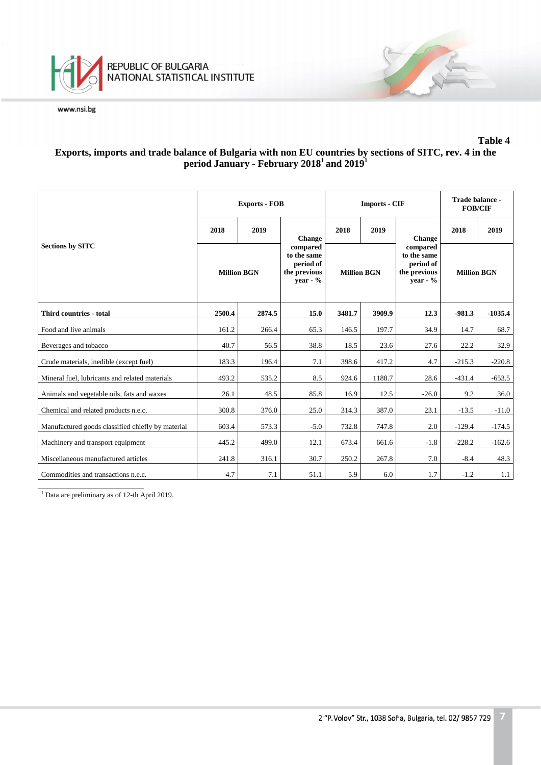**Table 4**

## Exports, imports and trade balance of Bulgaria with non EU countries by sections of SITC, rev. 4 in the period January - February 2018[1] and 2019[1]

| Sections by SITC | Exports - FOB | | | Imports - CIF | | | Trade balance - FOB/CIF | |
|---|---|---|---|---|---|---|---|---|
| | 2018 | 2019 | Change compared to the same period of the previous year - % | 2018 | 2019 | Change compared to the same period of the previous year - % | 2018 | 2019 |
| | Million BGN | | | Million BGN | | | Million BGN | |
| **Third countries - total** | **2500.4** | **2874.5** | **15.0** | **3481.7** | **3909.9** | **12.3** | **-981.3** | **-1035.4** |
| Food and live animals | 161.2 | 266.4 | 65.3 | 146.5 | 197.7 | 34.9 | 14.7 | 68.7 |
| Beverages and tobacco | 40.7 | 56.5 | 38.8 | 18.5 | 23.6 | 27.6 | 22.2 | 32.9 |
| Crude materials, inedible (except fuel) | 183.3 | 196.4 | 7.1 | 398.6 | 417.2 | 4.7 | -215.3 | -220.8 |
| Mineral fuel, lubricants and related materials | 493.2 | 535.2 | 8.5 | 924.6 | 1188.7 | 28.6 | -431.4 | -653.5 |
| Animals and vegetable oils, fats and waxes | 26.1 | 48.5 | 85.8 | 16.9 | 12.5 | -26.0 | 9.2 | 36.0 |
| Chemical and related products n.e.c. | 300.8 | 376.0 | 25.0 | 314.3 | 387.0 | 23.1 | -13.5 | -11.0 |
| Manufactured goods classified chiefly by material | 603.4 | 573.3 | -5.0 | 732.8 | 747.8 | 2.0 | -129.4 | -174.5 |
| Machinery and transport equipment | 445.2 | 499.0 | 12.1 | 673.4 | 661.6 | -1.8 | -228.2 | -162.6 |
| Miscellaneous manufactured articles | 241.8 | 316.1 | 30.7 | 250.2 | 267.8 | 7.0 | -8.4 | 48.3 |
| Commodities and transactions n.e.c. | 4.7 | 7.1 | 51.1 | 5.9 | 6.0 | 1.7 | -1.2 | 1.1 |

[1] Data are preliminary as of 12-th April 2019.